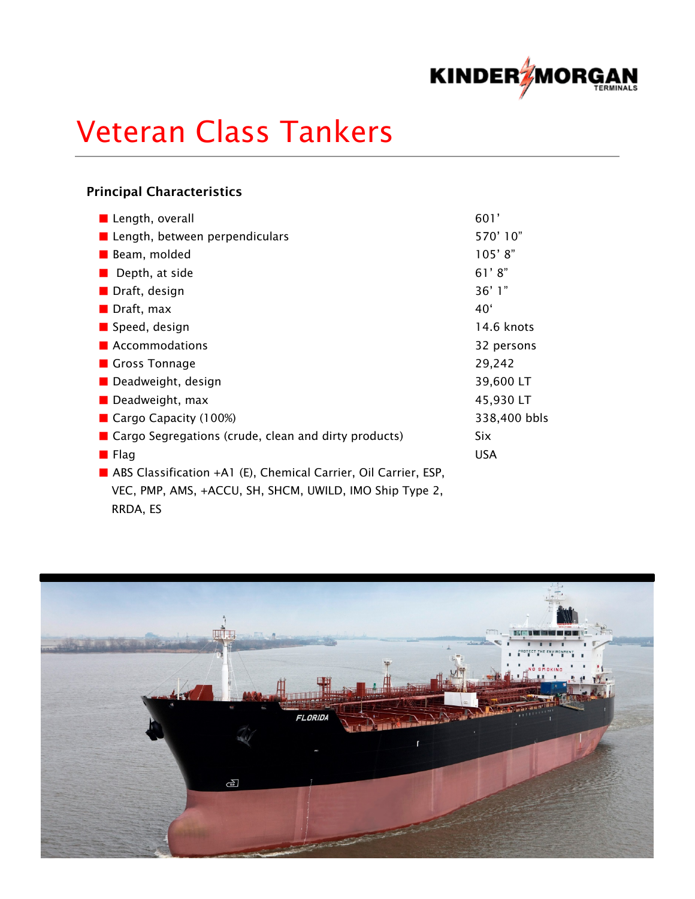# Veteran Class Tankers

## Principal Characteristics

| Characteristic | Value |
|---|---|
| Length, overall | 601' |
| Length, between perpendiculars | 570' 10" |
| Beam, molded | 105' 8" |
| Depth, at side | 61' 8" |
| Draft, design | 36' 1" |
| Draft, max | 40' |
| Speed, design | 14.6 knots |
| Accommodations | 32 persons |
| Gross Tonnage | 29,242 |
| Deadweight, design | 39,600 LT |
| Deadweight, max | 45,930 LT |
| Cargo Capacity (100%) | 338,400 bbls |
| Cargo Segregations (crude, clean and dirty products) | Six |
| Flag | USA |

- ABS Classification +A1 (E), Chemical Carrier, Oil Carrier, ESP, VEC, PMP, AMS, +ACCU, SH, SHCM, UWILD, IMO Ship Type 2, RRDA, ES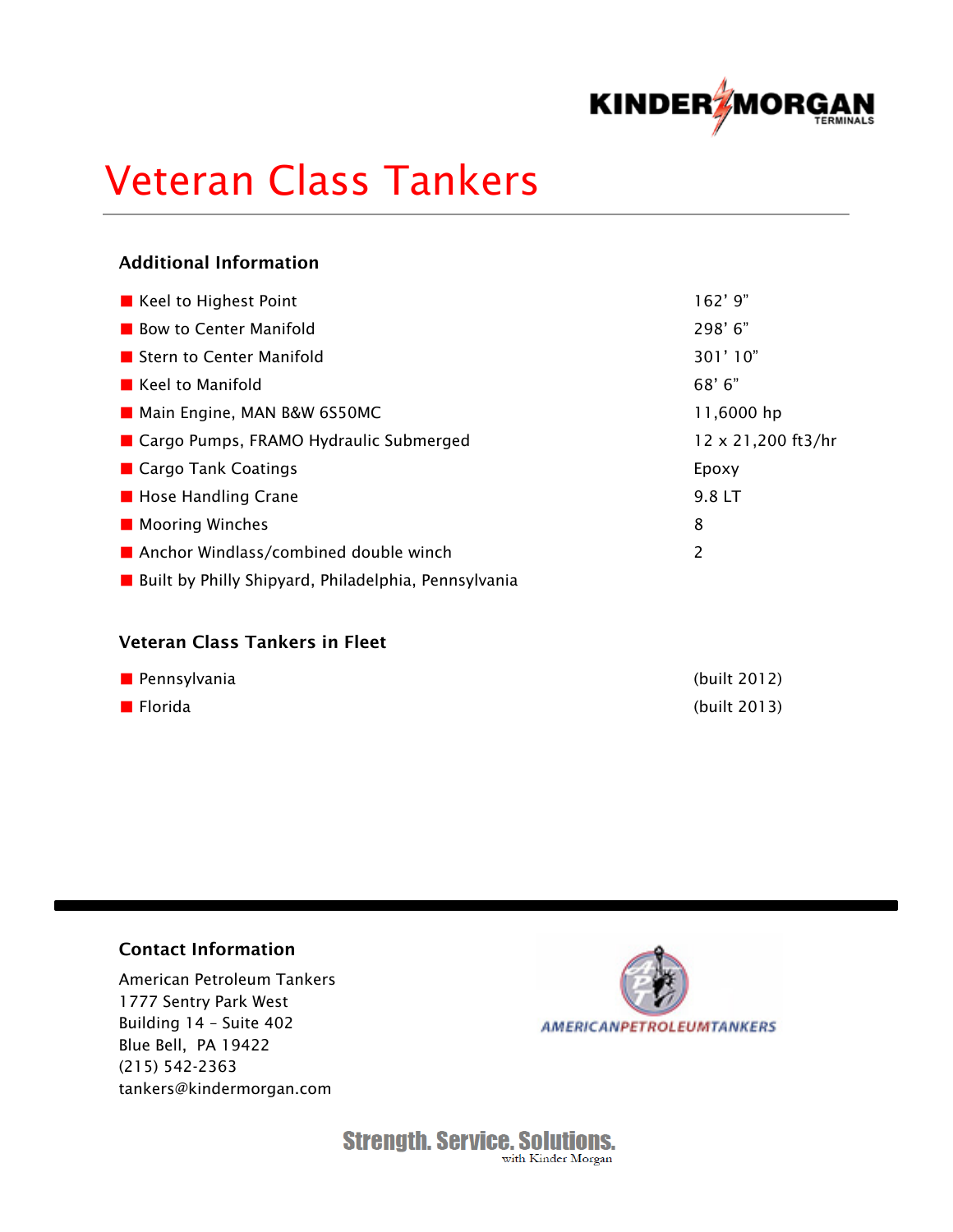# Veteran Class Tankers

### Additional Information

| | |
|---|---|
| Keel to Highest Point | 162' 9" |
| Bow to Center Manifold | 298' 6" |
| Stern to Center Manifold | 301' 10" |
| Keel to Manifold | 68' 6" |
| Main Engine, MAN B&W 6S50MC | 11,6000 hp |
| Cargo Pumps, FRAMO Hydraulic Submerged | 12 x 21,200 ft3/hr |
| Cargo Tank Coatings | Epoxy |
| Hose Handling Crane | 9.8 LT |
| Mooring Winches | 8 |
| Anchor Windlass/combined double winch | 2 |
| Built by Philly Shipyard, Philadelphia, Pennsylvania | |

### Veteran Class Tankers in Fleet

| | |
|---|---|
| Pennsylvania | (built 2012) |
| Florida | (built 2013) |

### Contact Information

American Petroleum Tankers
1777 Sentry Park West
Building 14 – Suite 402
Blue Bell, PA 19422
(215) 542-2363
tankers@kindermorgan.com

AMERICANPETROLEUMTANKERS

Strength. Service. Solutions.
with Kinder Morgan